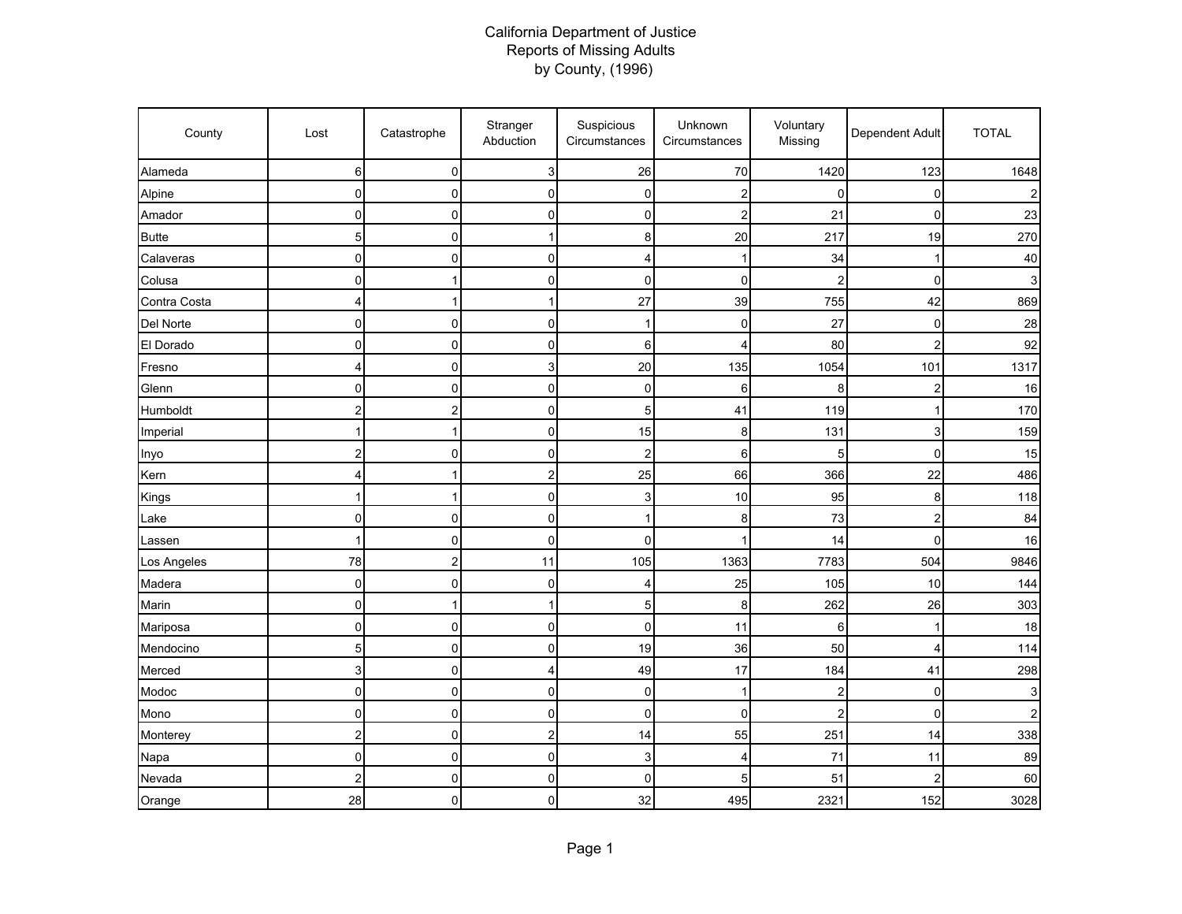# California Department of Justice
## Reports of Missing Adults
## by County, (1996)

| County | Lost | Catastrophe | Stranger Abduction | Suspicious Circumstances | Unknown Circumstances | Voluntary Missing | Dependent Adult | TOTAL |
|---|---|---|---|---|---|---|---|---|
| Alameda | 6 | 0 | 3 | 26 | 70 | 1420 | 123 | 1648 |
| Alpine | 0 | 0 | 0 | 0 | 2 | 0 | 0 | 2 |
| Amador | 0 | 0 | 0 | 0 | 2 | 21 | 0 | 23 |
| Butte | 5 | 0 | 1 | 8 | 20 | 217 | 19 | 270 |
| Calaveras | 0 | 0 | 0 | 4 | 1 | 34 | 1 | 40 |
| Colusa | 0 | 1 | 0 | 0 | 0 | 2 | 0 | 3 |
| Contra Costa | 4 | 1 | 1 | 27 | 39 | 755 | 42 | 869 |
| Del Norte | 0 | 0 | 0 | 1 | 0 | 27 | 0 | 28 |
| El Dorado | 0 | 0 | 0 | 6 | 4 | 80 | 2 | 92 |
| Fresno | 4 | 0 | 3 | 20 | 135 | 1054 | 101 | 1317 |
| Glenn | 0 | 0 | 0 | 0 | 6 | 8 | 2 | 16 |
| Humboldt | 2 | 2 | 0 | 5 | 41 | 119 | 1 | 170 |
| Imperial | 1 | 1 | 0 | 15 | 8 | 131 | 3 | 159 |
| Inyo | 2 | 0 | 0 | 2 | 6 | 5 | 0 | 15 |
| Kern | 4 | 1 | 2 | 25 | 66 | 366 | 22 | 486 |
| Kings | 1 | 1 | 0 | 3 | 10 | 95 | 8 | 118 |
| Lake | 0 | 0 | 0 | 1 | 8 | 73 | 2 | 84 |
| Lassen | 1 | 0 | 0 | 0 | 1 | 14 | 0 | 16 |
| Los Angeles | 78 | 2 | 11 | 105 | 1363 | 7783 | 504 | 9846 |
| Madera | 0 | 0 | 0 | 4 | 25 | 105 | 10 | 144 |
| Marin | 0 | 1 | 1 | 5 | 8 | 262 | 26 | 303 |
| Mariposa | 0 | 0 | 0 | 0 | 11 | 6 | 1 | 18 |
| Mendocino | 5 | 0 | 0 | 19 | 36 | 50 | 4 | 114 |
| Merced | 3 | 0 | 4 | 49 | 17 | 184 | 41 | 298 |
| Modoc | 0 | 0 | 0 | 0 | 1 | 2 | 0 | 3 |
| Mono | 0 | 0 | 0 | 0 | 0 | 2 | 0 | 2 |
| Monterey | 2 | 0 | 2 | 14 | 55 | 251 | 14 | 338 |
| Napa | 0 | 0 | 0 | 3 | 4 | 71 | 11 | 89 |
| Nevada | 2 | 0 | 0 | 0 | 5 | 51 | 2 | 60 |
| Orange | 28 | 0 | 0 | 32 | 495 | 2321 | 152 | 3028 |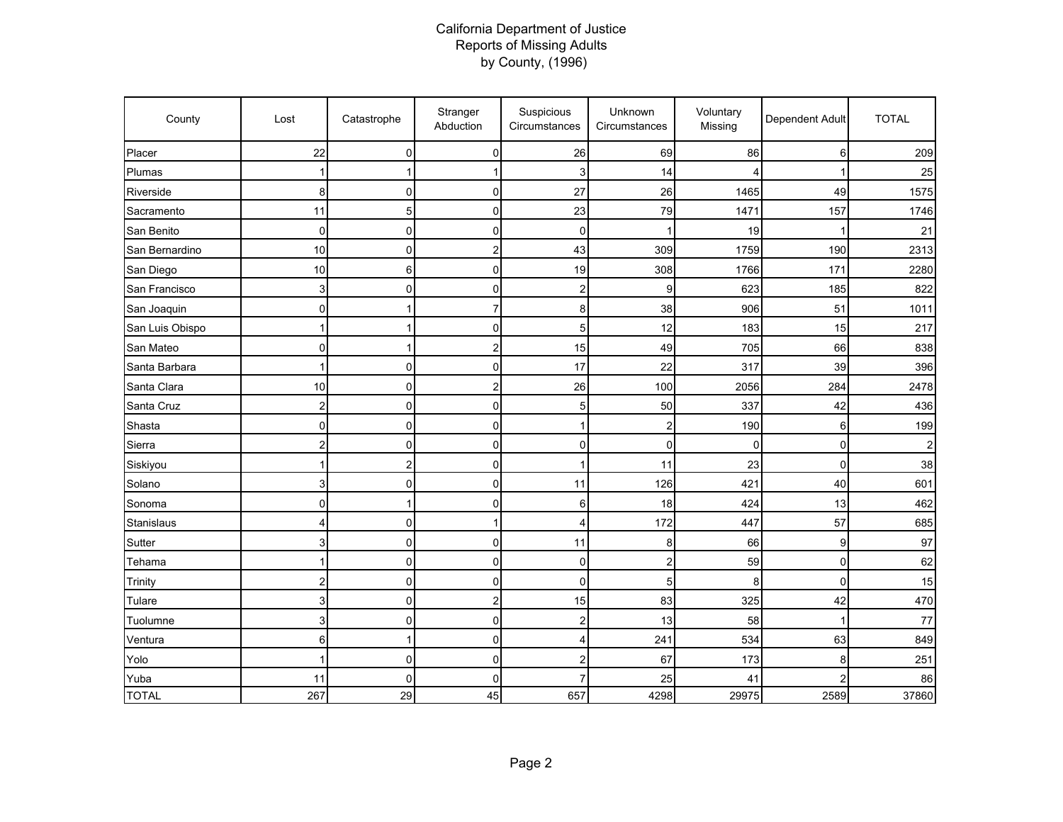# California Department of Justice
## Reports of Missing Adults
### by County, (1996)

| County | Lost | Catastrophe | Stranger Abduction | Suspicious Circumstances | Unknown Circumstances | Voluntary Missing | Dependent Adult | TOTAL |
|---|---|---|---|---|---|---|---|---|
| Placer | 22 | 0 | 0 | 26 | 69 | 86 | 6 | 209 |
| Plumas | 1 | 1 | 1 | 3 | 14 | 4 | 1 | 25 |
| Riverside | 8 | 0 | 0 | 27 | 26 | 1465 | 49 | 1575 |
| Sacramento | 11 | 5 | 0 | 23 | 79 | 1471 | 157 | 1746 |
| San Benito | 0 | 0 | 0 | 0 | 1 | 19 | 1 | 21 |
| San Bernardino | 10 | 0 | 2 | 43 | 309 | 1759 | 190 | 2313 |
| San Diego | 10 | 6 | 0 | 19 | 308 | 1766 | 171 | 2280 |
| San Francisco | 3 | 0 | 0 | 2 | 9 | 623 | 185 | 822 |
| San Joaquin | 0 | 1 | 7 | 8 | 38 | 906 | 51 | 1011 |
| San Luis Obispo | 1 | 1 | 0 | 5 | 12 | 183 | 15 | 217 |
| San Mateo | 0 | 1 | 2 | 15 | 49 | 705 | 66 | 838 |
| Santa Barbara | 1 | 0 | 0 | 17 | 22 | 317 | 39 | 396 |
| Santa Clara | 10 | 0 | 2 | 26 | 100 | 2056 | 284 | 2478 |
| Santa Cruz | 2 | 0 | 0 | 5 | 50 | 337 | 42 | 436 |
| Shasta | 0 | 0 | 0 | 1 | 2 | 190 | 6 | 199 |
| Sierra | 2 | 0 | 0 | 0 | 0 | 0 | 0 | 2 |
| Siskiyou | 1 | 2 | 0 | 1 | 11 | 23 | 0 | 38 |
| Solano | 3 | 0 | 0 | 11 | 126 | 421 | 40 | 601 |
| Sonoma | 0 | 1 | 0 | 6 | 18 | 424 | 13 | 462 |
| Stanislaus | 4 | 0 | 1 | 4 | 172 | 447 | 57 | 685 |
| Sutter | 3 | 0 | 0 | 11 | 8 | 66 | 9 | 97 |
| Tehama | 1 | 0 | 0 | 0 | 2 | 59 | 0 | 62 |
| Trinity | 2 | 0 | 0 | 0 | 5 | 8 | 0 | 15 |
| Tulare | 3 | 0 | 2 | 15 | 83 | 325 | 42 | 470 |
| Tuolumne | 3 | 0 | 0 | 2 | 13 | 58 | 1 | 77 |
| Ventura | 6 | 1 | 0 | 4 | 241 | 534 | 63 | 849 |
| Yolo | 1 | 0 | 0 | 2 | 67 | 173 | 8 | 251 |
| Yuba | 11 | 0 | 0 | 7 | 25 | 41 | 2 | 86 |
| TOTAL | 267 | 29 | 45 | 657 | 4298 | 29975 | 2589 | 37860 |